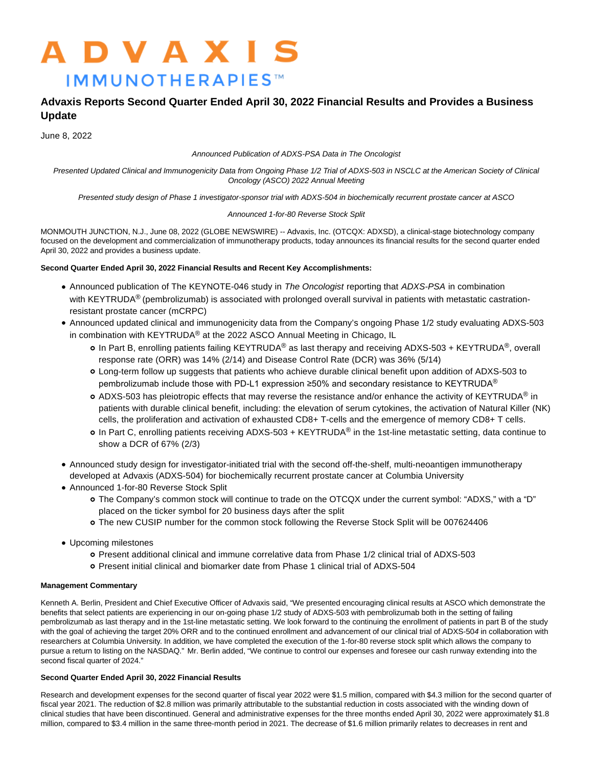ADVAXIS IMMUNOTHERAPIES™

# Advaxis Reports Second Quarter Ended April 30, 2022 Financial Results and Provides a Business Update

June 8, 2022

*Announced Publication of ADXS-PSA Data in The Oncologist*

*Presented Updated Clinical and Immunogenicity Data from Ongoing Phase 1/2 Trial of ADXS-503 in NSCLC at the American Society of Clinical Oncology (ASCO) 2022 Annual Meeting*

*Presented study design of Phase 1 investigator-sponsor trial with ADXS-504 in biochemically recurrent prostate cancer at ASCO*

*Announced 1-for-80 Reverse Stock Split*

MONMOUTH JUNCTION, N.J., June 08, 2022 (GLOBE NEWSWIRE) -- Advaxis, Inc. (OTCQX: ADXSD), a clinical-stage biotechnology company focused on the development and commercialization of immunotherapy products, today announces its financial results for the second quarter ended April 30, 2022 and provides a business update.

**Second Quarter Ended April 30, 2022 Financial Results and Recent Key Accomplishments:**

- Announced publication of The KEYNOTE-046 study in *The Oncologist* reporting that *ADXS-PSA* in combination with KEYTRUDA® (pembrolizumab) is associated with prolonged overall survival in patients with metastatic castration-resistant prostate cancer (mCRPC)
- Announced updated clinical and immunogenicity data from the Company's ongoing Phase 1/2 study evaluating ADXS-503 in combination with KEYTRUDA® at the 2022 ASCO Annual Meeting in Chicago, IL
  - In Part B, enrolling patients failing KEYTRUDA® as last therapy and receiving ADXS-503 + KEYTRUDA®, overall response rate (ORR) was 14% (2/14) and Disease Control Rate (DCR) was 36% (5/14)
  - Long-term follow up suggests that patients who achieve durable clinical benefit upon addition of ADXS-503 to pembrolizumab include those with PD-L1 expression ≥50% and secondary resistance to KEYTRUDA®
  - ADXS-503 has pleiotropic effects that may reverse the resistance and/or enhance the activity of KEYTRUDA® in patients with durable clinical benefit, including: the elevation of serum cytokines, the activation of Natural Killer (NK) cells, the proliferation and activation of exhausted CD8+ T-cells and the emergence of memory CD8+ T cells.
  - In Part C, enrolling patients receiving ADXS-503 + KEYTRUDA® in the 1st-line metastatic setting, data continue to show a DCR of 67% (2/3)
- Announced study design for investigator-initiated trial with the second off-the-shelf, multi-neoantigen immunotherapy developed at Advaxis (ADXS-504) for biochemically recurrent prostate cancer at Columbia University
- Announced 1-for-80 Reverse Stock Split
  - The Company's common stock will continue to trade on the OTCQX under the current symbol: "ADXS," with a "D" placed on the ticker symbol for 20 business days after the split
  - The new CUSIP number for the common stock following the Reverse Stock Split will be 007624406
- Upcoming milestones
  - Present additional clinical and immune correlative data from Phase 1/2 clinical trial of ADXS-503
  - Present initial clinical and biomarker date from Phase 1 clinical trial of ADXS-504

**Management Commentary**

Kenneth A. Berlin, President and Chief Executive Officer of Advaxis said, "We presented encouraging clinical results at ASCO which demonstrate the benefits that select patients are experiencing in our on-going phase 1/2 study of ADXS-503 with pembrolizumab both in the setting of failing pembrolizumab as last therapy and in the 1st-line metastatic setting. We look forward to the continuing the enrollment of patients in part B of the study with the goal of achieving the target 20% ORR and to the continued enrollment and advancement of our clinical trial of ADXS-50*4* in collaboration with researchers at Columbia University. In addition, we have completed the execution of the 1-for-80 reverse stock split which allows the company to pursue a return to listing on the NASDAQ." Mr. Berlin added, "We continue to control our expenses and foresee our cash runway extending into the second fiscal quarter of 2024."

**Second Quarter Ended April 30, 2022 Financial Results**

Research and development expenses for the second quarter of fiscal year 2022 were $1.5 million, compared with $4.3 million for the second quarter of fiscal year 2021. The reduction of $2.8 million was primarily attributable to the substantial reduction in costs associated with the winding down of clinical studies that have been discontinued. General and administrative expenses for the three months ended April 30, 2022 were approximately $1.8 million, compared to $3.4 million in the same three-month period in 2021. The decrease of $1.6 million primarily relates to decreases in rent and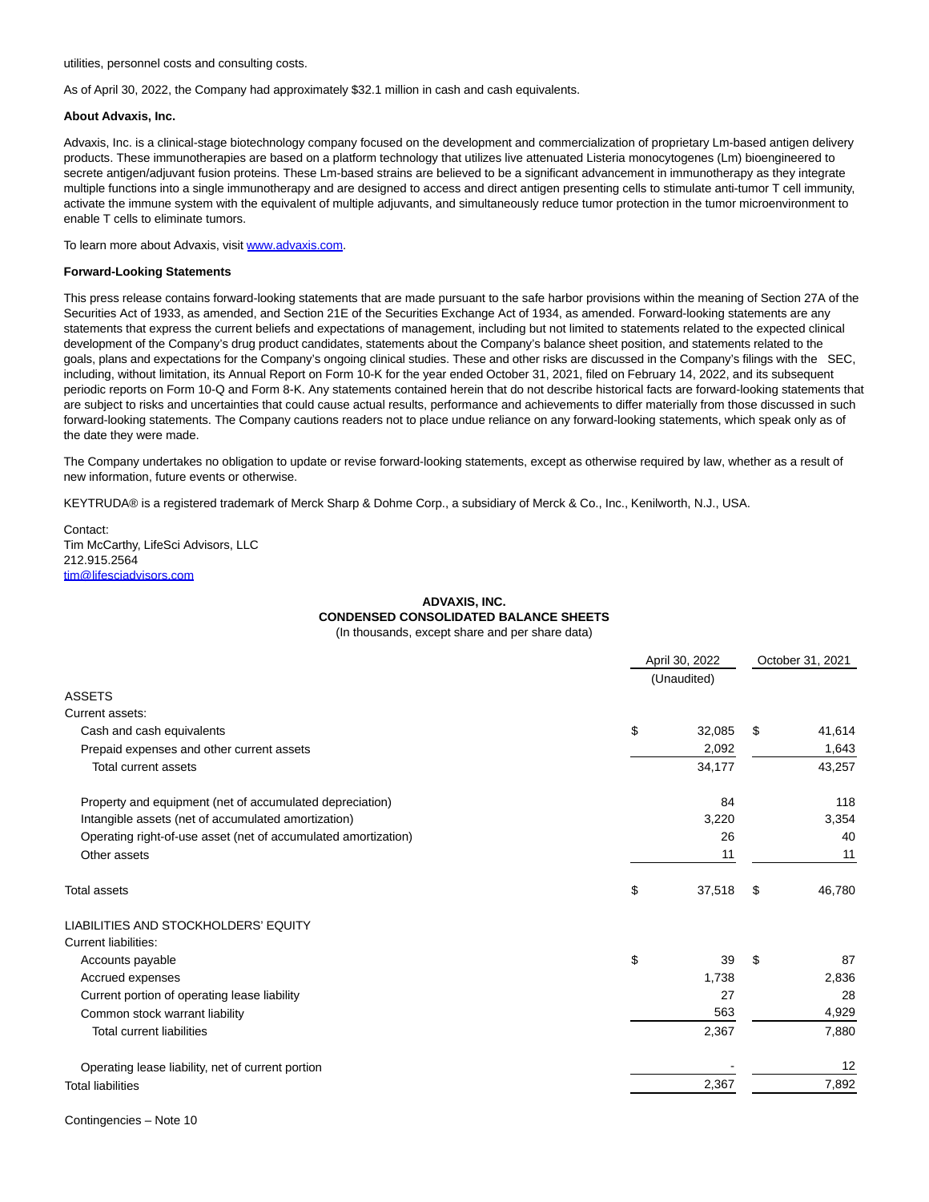utilities, personnel costs and consulting costs.

As of April 30, 2022, the Company had approximately $32.1 million in cash and cash equivalents.

**About Advaxis, Inc.**

Advaxis, Inc. is a clinical-stage biotechnology company focused on the development and commercialization of proprietary Lm-based antigen delivery products. These immunotherapies are based on a platform technology that utilizes live attenuated Listeria monocytogenes (Lm) bioengineered to secrete antigen/adjuvant fusion proteins. These Lm-based strains are believed to be a significant advancement in immunotherapy as they integrate multiple functions into a single immunotherapy and are designed to access and direct antigen presenting cells to stimulate anti-tumor T cell immunity, activate the immune system with the equivalent of multiple adjuvants, and simultaneously reduce tumor protection in the tumor microenvironment to enable T cells to eliminate tumors.

To learn more about Advaxis, visit [www.advaxis.com](www.advaxis.com).

**Forward-Looking Statements**

This press release contains forward-looking statements that are made pursuant to the safe harbor provisions within the meaning of Section 27A of the Securities Act of 1933, as amended, and Section 21E of the Securities Exchange Act of 1934, as amended. Forward-looking statements are any statements that express the current beliefs and expectations of management, including but not limited to statements related to the expected clinical development of the Company's drug product candidates, statements about the Company's balance sheet position, and statements related to the goals, plans and expectations for the Company's ongoing clinical studies. These and other risks are discussed in the Company's filings with the SEC, including, without limitation, its Annual Report on Form 10-K for the year ended October 31, 2021, filed on February 14, 2022, and its subsequent periodic reports on Form 10-Q and Form 8-K. Any statements contained herein that do not describe historical facts are forward-looking statements that are subject to risks and uncertainties that could cause actual results, performance and achievements to differ materially from those discussed in such forward-looking statements. The Company cautions readers not to place undue reliance on any forward-looking statements, which speak only as of the date they were made.

The Company undertakes no obligation to update or revise forward-looking statements, except as otherwise required by law, whether as a result of new information, future events or otherwise.

KEYTRUDA® is a registered trademark of Merck Sharp & Dohme Corp., a subsidiary of Merck & Co., Inc., Kenilworth, N.J., USA.

Contact:
Tim McCarthy, LifeSci Advisors, LLC
212.915.2564
[tim@lifesciadvisors.com](mailto:tim@lifesciadvisors.com)

**ADVAXIS, INC.**
**CONDENSED CONSOLIDATED BALANCE SHEETS**
(In thousands, except share and per share data)

| | April 30, 2022 (Unaudited) | October 31, 2021 |
|---|---|---|
| ASSETS | | |
| Current assets: | | |
| Cash and cash equivalents | $ 32,085 | $ 41,614 |
| Prepaid expenses and other current assets | 2,092 | 1,643 |
| Total current assets | 34,177 | 43,257 |
| Property and equipment (net of accumulated depreciation) | 84 | 118 |
| Intangible assets (net of accumulated amortization) | 3,220 | 3,354 |
| Operating right-of-use asset (net of accumulated amortization) | 26 | 40 |
| Other assets | 11 | 11 |
| Total assets | $ 37,518 | $ 46,780 |
| LIABILITIES AND STOCKHOLDERS' EQUITY | | |
| Current liabilities: | | |
| Accounts payable | $ 39 | $ 87 |
| Accrued expenses | 1,738 | 2,836 |
| Current portion of operating lease liability | 27 | 28 |
| Common stock warrant liability | 563 | 4,929 |
| Total current liabilities | 2,367 | 7,880 |
| Operating lease liability, net of current portion | - | 12 |
| Total liabilities | 2,367 | 7,892 |

Contingencies – Note 10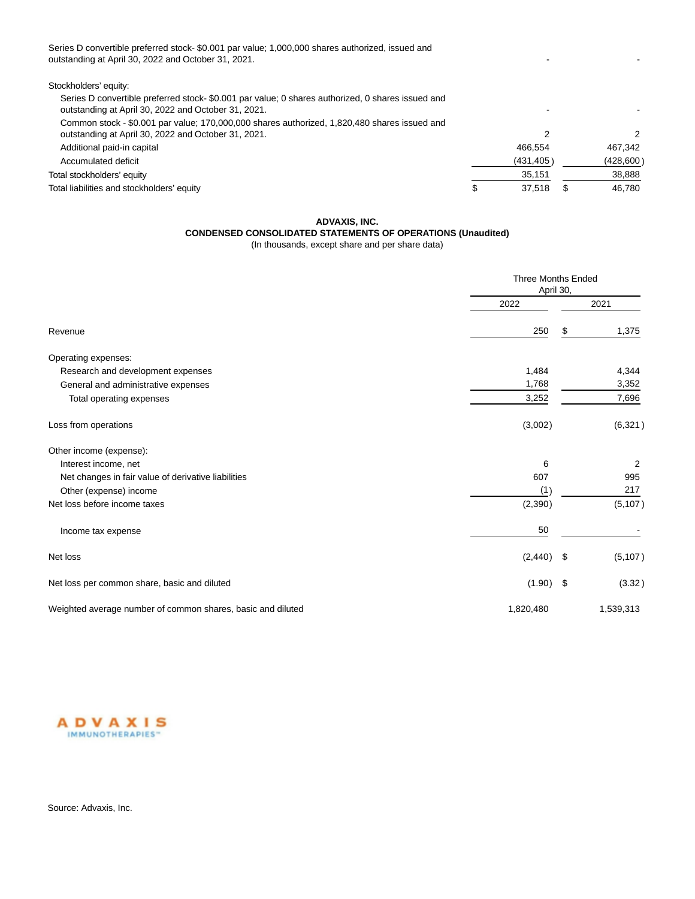| | | |
|---|---|---|
| Series D convertible preferred stock- $0.001 par value; 1,000,000 shares authorized, issued and outstanding at April 30, 2022 and October 31, 2021. | - | - |
| Stockholders' equity: | | |
| Series D convertible preferred stock- $0.001 par value; 0 shares authorized, 0 shares issued and outstanding at April 30, 2022 and October 31, 2021. | - | - |
| Common stock - $0.001 par value; 170,000,000 shares authorized, 1,820,480 shares issued and outstanding at April 30, 2022 and October 31, 2021. | 2 | 2 |
| Additional paid-in capital | 466,554 | 467,342 |
| Accumulated deficit | (431,405) | (428,600) |
| Total stockholders' equity | 35,151 | 38,888 |
| Total liabilities and stockholders' equity | $ 37,518 | $ 46,780 |

**ADVAXIS, INC.**
**CONDENSED CONSOLIDATED STATEMENTS OF OPERATIONS (Unaudited)**
(In thousands, except share and per share data)

| | Three Months Ended April 30, | |
|---|---|---|
| | 2022 | 2021 |
| Revenue | 250 | $ 1,375 |
| Operating expenses: | | |
| Research and development expenses | 1,484 | 4,344 |
| General and administrative expenses | 1,768 | 3,352 |
| Total operating expenses | 3,252 | 7,696 |
| Loss from operations | (3,002) | (6,321) |
| Other income (expense): | | |
| Interest income, net | 6 | 2 |
| Net changes in fair value of derivative liabilities | 607 | 995 |
| Other (expense) income | (1) | 217 |
| Net loss before income taxes | (2,390) | (5,107) |
| Income tax expense | 50 | - |
| Net loss | (2,440) | $ (5,107) |
| Net loss per common share, basic and diluted | (1.90) | $ (3.32) |
| Weighted average number of common shares, basic and diluted | 1,820,480 | 1,539,313 |

ADVAXIS IMMUNOTHERAPIES™

Source: Advaxis, Inc.